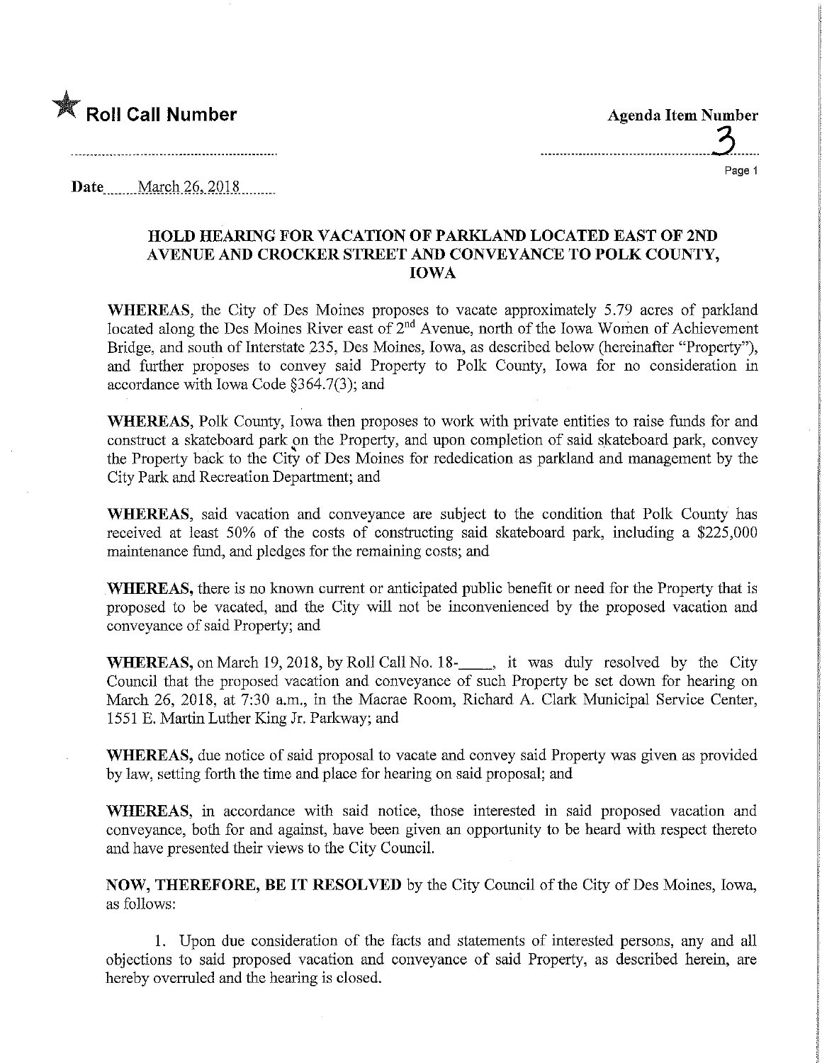★ **Roll Call Number**

**Agenda Item Number**

3

**Date** March 26, 2018

### HOLD HEARING FOR VACATION OF PARKLAND LOCATED EAST OF 2ND AVENUE AND CROCKER STREET AND CONVEYANCE TO POLK COUNTY, IOWA

**WHEREAS**, the City of Des Moines proposes to vacate approximately 5.79 acres of parkland located along the Des Moines River east of 2nd Avenue, north of the Iowa Women of Achievement Bridge, and south of Interstate 235, Des Moines, Iowa, as described below (hereinafter "Property"), and further proposes to convey said Property to Polk County, Iowa for no consideration in accordance with Iowa Code §364.7(3); and

**WHEREAS**, Polk County, Iowa then proposes to work with private entities to raise funds for and construct a skateboard park on the Property, and upon completion of said skateboard park, convey the Property back to the City of Des Moines for rededication as parkland and management by the City Park and Recreation Department; and

**WHEREAS**, said vacation and conveyance are subject to the condition that Polk County has received at least 50% of the costs of constructing said skateboard park, including a $225,000 maintenance fund, and pledges for the remaining costs; and

**WHEREAS**, there is no known current or anticipated public benefit or need for the Property that is proposed to be vacated, and the City will not be inconvenienced by the proposed vacation and conveyance of said Property; and

**WHEREAS**, on March 19, 2018, by Roll Call No. 18-____, it was duly resolved by the City Council that the proposed vacation and conveyance of such Property be set down for hearing on March 26, 2018, at 7:30 a.m., in the Macrae Room, Richard A. Clark Municipal Service Center, 1551 E. Martin Luther King Jr. Parkway; and

**WHEREAS**, due notice of said proposal to vacate and convey said Property was given as provided by law, setting forth the time and place for hearing on said proposal; and

**WHEREAS**, in accordance with said notice, those interested in said proposed vacation and conveyance, both for and against, have been given an opportunity to be heard with respect thereto and have presented their views to the City Council.

**NOW, THEREFORE, BE IT RESOLVED** by the City Council of the City of Des Moines, Iowa, as follows:

1. Upon due consideration of the facts and statements of interested persons, any and all objections to said proposed vacation and conveyance of said Property, as described herein, are hereby overruled and the hearing is closed.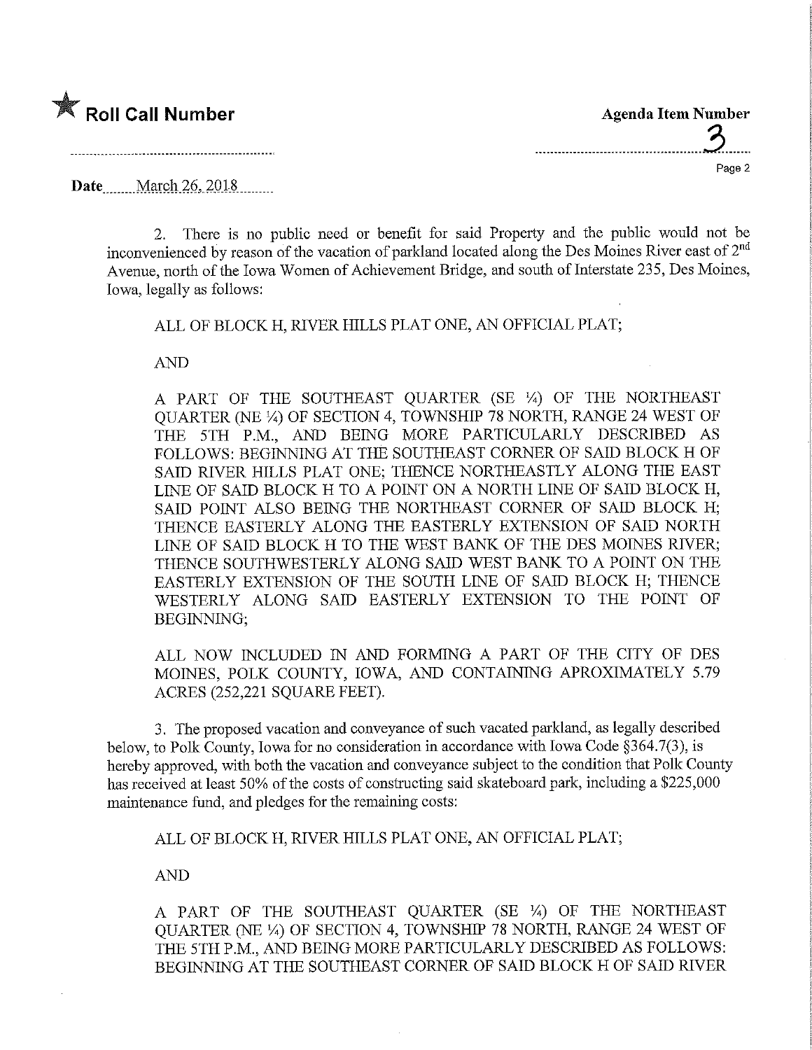★ **Roll Call Number**

**Agenda Item Number**
3

**Date** March 26, 2018

2. There is no public need or benefit for said Property and the public would not be inconvenienced by reason of the vacation of parkland located along the Des Moines River east of 2nd Avenue, north of the Iowa Women of Achievement Bridge, and south of Interstate 235, Des Moines, Iowa, legally as follows:

ALL OF BLOCK H, RIVER HILLS PLAT ONE, AN OFFICIAL PLAT;

AND

A PART OF THE SOUTHEAST QUARTER (SE ¼) OF THE NORTHEAST QUARTER (NE ¼) OF SECTION 4, TOWNSHIP 78 NORTH, RANGE 24 WEST OF THE 5TH P.M., AND BEING MORE PARTICULARLY DESCRIBED AS FOLLOWS: BEGINNING AT THE SOUTHEAST CORNER OF SAID BLOCK H OF SAID RIVER HILLS PLAT ONE; THENCE NORTHEASTLY ALONG THE EAST LINE OF SAID BLOCK H TO A POINT ON A NORTH LINE OF SAID BLOCK H, SAID POINT ALSO BEING THE NORTHEAST CORNER OF SAID BLOCK H; THENCE EASTERLY ALONG THE EASTERLY EXTENSION OF SAID NORTH LINE OF SAID BLOCK H TO THE WEST BANK OF THE DES MOINES RIVER; THENCE SOUTHWESTERLY ALONG SAID WEST BANK TO A POINT ON THE EASTERLY EXTENSION OF THE SOUTH LINE OF SAID BLOCK H; THENCE WESTERLY ALONG SAID EASTERLY EXTENSION TO THE POINT OF BEGINNING;

ALL NOW INCLUDED IN AND FORMING A PART OF THE CITY OF DES MOINES, POLK COUNTY, IOWA, AND CONTAINING APROXIMATELY 5.79 ACRES (252,221 SQUARE FEET).

3. The proposed vacation and conveyance of such vacated parkland, as legally described below, to Polk County, Iowa for no consideration in accordance with Iowa Code §364.7(3), is hereby approved, with both the vacation and conveyance subject to the condition that Polk County has received at least 50% of the costs of constructing said skateboard park, including a $225,000 maintenance fund, and pledges for the remaining costs:

ALL OF BLOCK H, RIVER HILLS PLAT ONE, AN OFFICIAL PLAT;

AND

A PART OF THE SOUTHEAST QUARTER (SE ¼) OF THE NORTHEAST QUARTER (NE ¼) OF SECTION 4, TOWNSHIP 78 NORTH, RANGE 24 WEST OF THE 5TH P.M., AND BEING MORE PARTICULARLY DESCRIBED AS FOLLOWS: BEGINNING AT THE SOUTHEAST CORNER OF SAID BLOCK H OF SAID RIVER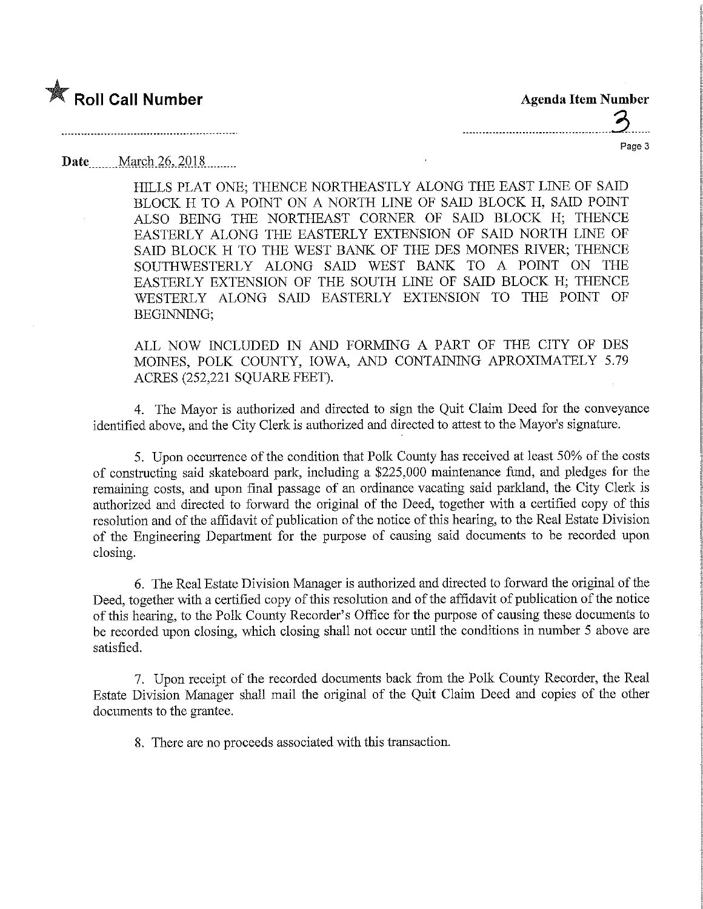HILLS PLAT ONE; THENCE NORTHEASTLY ALONG THE EAST LINE OF SAID BLOCK H TO A POINT ON A NORTH LINE OF SAID BLOCK H, SAID POINT ALSO BEING THE NORTHEAST CORNER OF SAID BLOCK H; THENCE EASTERLY ALONG THE EASTERLY EXTENSION OF SAID NORTH LINE OF SAID BLOCK H TO THE WEST BANK OF THE DES MOINES RIVER; THENCE SOUTHWESTERLY ALONG SAID WEST BANK TO A POINT ON THE EASTERLY EXTENSION OF THE SOUTH LINE OF SAID BLOCK H; THENCE WESTERLY ALONG SAID EASTERLY EXTENSION TO THE POINT OF BEGINNING;

ALL NOW INCLUDED IN AND FORMING A PART OF THE CITY OF DES MOINES, POLK COUNTY, IOWA, AND CONTAINING APROXIMATELY 5.79 ACRES (252,221 SQUARE FEET).

4. The Mayor is authorized and directed to sign the Quit Claim Deed for the conveyance identified above, and the City Clerk is authorized and directed to attest to the Mayor's signature.

5. Upon occurrence of the condition that Polk County has received at least 50% of the costs of constructing said skateboard park, including a $225,000 maintenance fund, and pledges for the remaining costs, and upon final passage of an ordinance vacating said parkland, the City Clerk is authorized and directed to forward the original of the Deed, together with a certified copy of this resolution and of the affidavit of publication of the notice of this hearing, to the Real Estate Division of the Engineering Department for the purpose of causing said documents to be recorded upon closing.

6. The Real Estate Division Manager is authorized and directed to forward the original of the Deed, together with a certified copy of this resolution and of the affidavit of publication of the notice of this hearing, to the Polk County Recorder's Office for the purpose of causing these documents to be recorded upon closing, which closing shall not occur until the conditions in number 5 above are satisfied.

7. Upon receipt of the recorded documents back from the Polk County Recorder, the Real Estate Division Manager shall mail the original of the Quit Claim Deed and copies of the other documents to the grantee.

8. There are no proceeds associated with this transaction.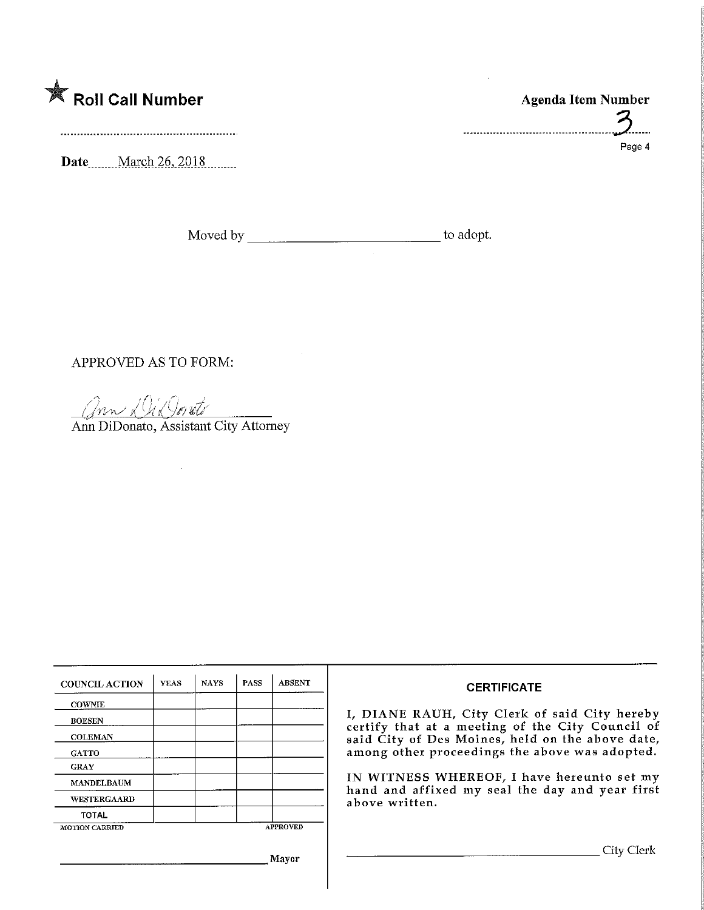★ **Roll Call Number**

**Agenda Item Number**

3

**Date** March 26, 2018

Moved by ______________________ to adopt.

APPROVED AS TO FORM:

Ann DiDonato, Assistant City Attorney

| COUNCIL ACTION | YEAS | NAYS | PASS | ABSENT |
|---|---|---|---|---|
| COWNIE | | | | |
| BOESEN | | | | |
| COLEMAN | | | | |
| GATTO | | | | |
| GRAY | | | | |
| MANDELBAUM | | | | |
| WESTERGAARD | | | | |
| TOTAL | | | | |

MOTION CARRIED APPROVED

______________________ Mayor

**CERTIFICATE**

I, DIANE RAUH, City Clerk of said City hereby certify that at a meeting of the City Council of said City of Des Moines, held on the above date, among other proceedings the above was adopted.

IN WITNESS WHEREOF, I have hereunto set my hand and affixed my seal the day and year first above written.

______________________ City Clerk